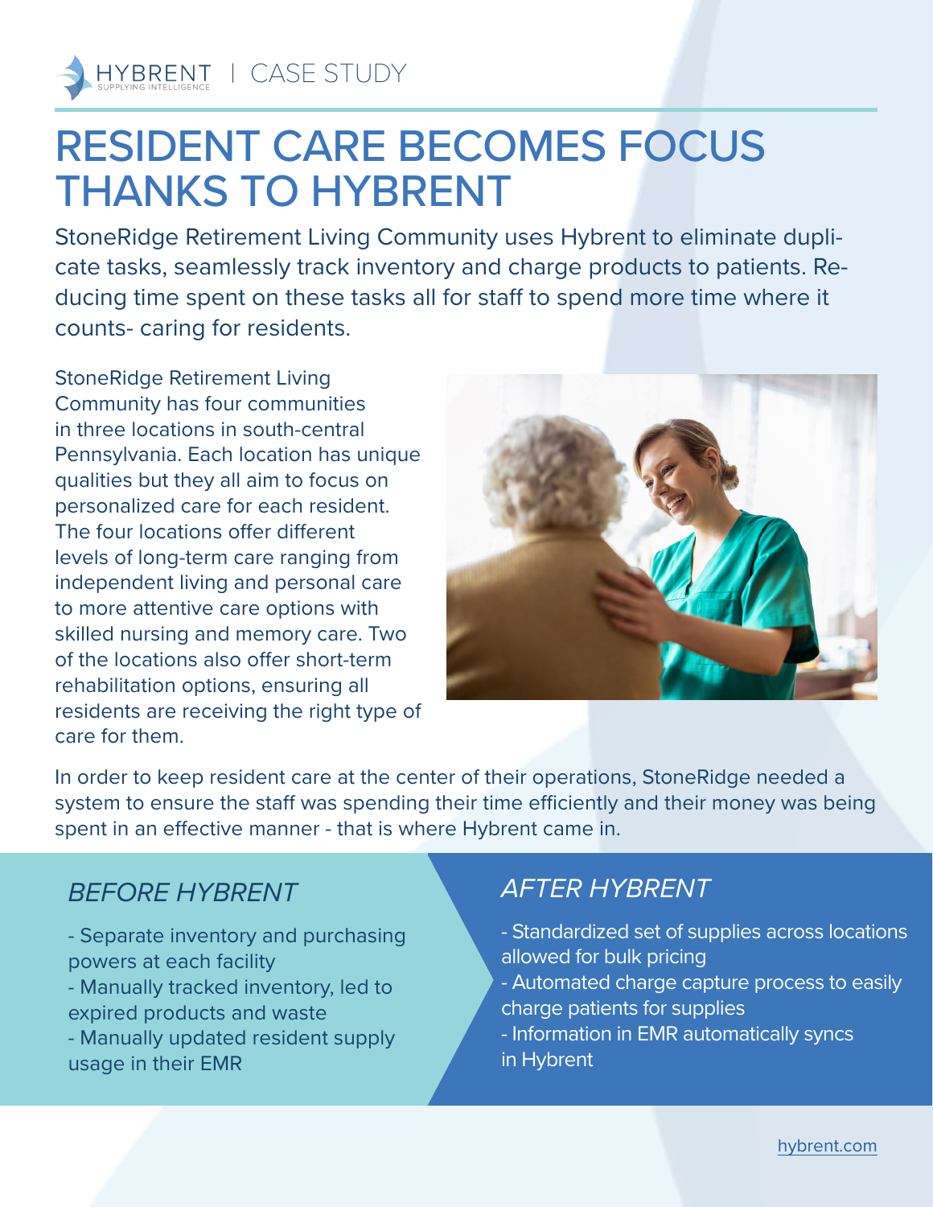HYBRENT | CASE STUDY

# RESIDENT CARE BECOMES FOCUS THANKS TO HYBRENT

StoneRidge Retirement Living Community uses Hybrent to eliminate duplicate tasks, seamlessly track inventory and charge products to patients. Reducing time spent on these tasks all for staff to spend more time where it counts- caring for residents.

StoneRidge Retirement Living Community has four communities in three locations in south-central Pennsylvania. Each location has unique qualities but they all aim to focus on personalized care for each resident. The four locations offer different levels of long-term care ranging from independent living and personal care to more attentive care options with skilled nursing and memory care. Two of the locations also offer short-term rehabilitation options, ensuring all residents are receiving the right type of care for them.

In order to keep resident care at the center of their operations, StoneRidge needed a system to ensure the staff was spending their time efficiently and their money was being spent in an effective manner - that is where Hybrent came in.

## *BEFORE HYBRENT*

- Separate inventory and purchasing powers at each facility
- Manually tracked inventory, led to expired products and waste
- Manually updated resident supply usage in their EMR

## *AFTER HYBRENT*

- Standardized set of supplies across locations allowed for bulk pricing
- Automated charge capture process to easily charge patients for supplies
- Information in EMR automatically syncs in Hybrent

hybrent.com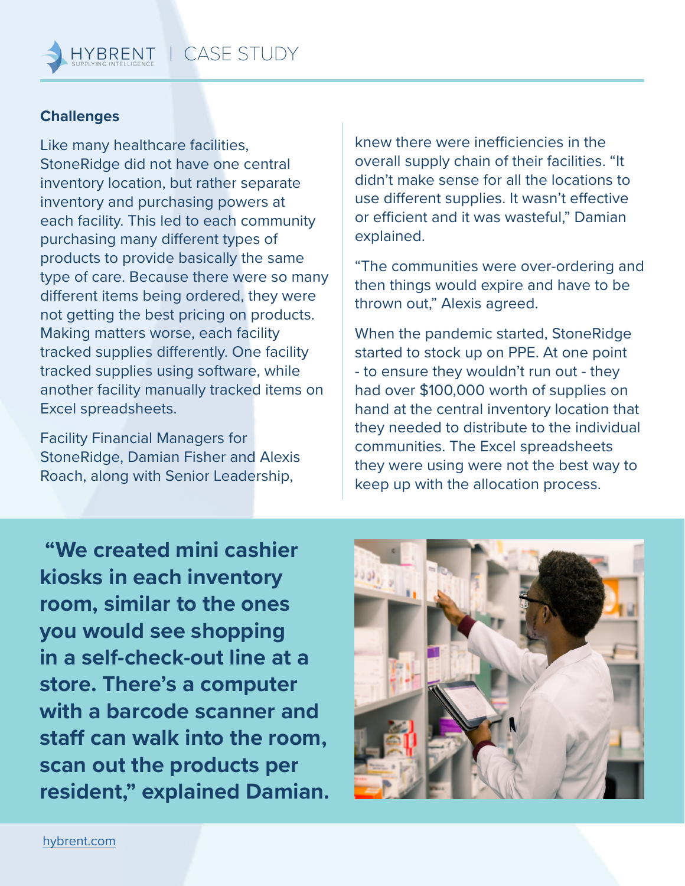## Challenges

Like many healthcare facilities, StoneRidge did not have one central inventory location, but rather separate inventory and purchasing powers at each facility. This led to each community purchasing many different types of products to provide basically the same type of care. Because there were so many different items being ordered, they were not getting the best pricing on products. Making matters worse, each facility tracked supplies differently. One facility tracked supplies using software, while another facility manually tracked items on Excel spreadsheets.

Facility Financial Managers for StoneRidge, Damian Fisher and Alexis Roach, along with Senior Leadership, knew there were inefficiencies in the overall supply chain of their facilities. "It didn't make sense for all the locations to use different supplies. It wasn't effective or efficient and it was wasteful," Damian explained.

"The communities were over-ordering and then things would expire and have to be thrown out," Alexis agreed.

When the pandemic started, StoneRidge started to stock up on PPE. At one point - to ensure they wouldn't run out - they had over $100,000 worth of supplies on hand at the central inventory location that they needed to distribute to the individual communities. The Excel spreadsheets they were using were not the best way to keep up with the allocation process.

**"We created mini cashier kiosks in each inventory room, similar to the ones you would see shopping in a self-check-out line at a store. There's a computer with a barcode scanner and staff can walk into the room, scan out the products per resident," explained Damian.**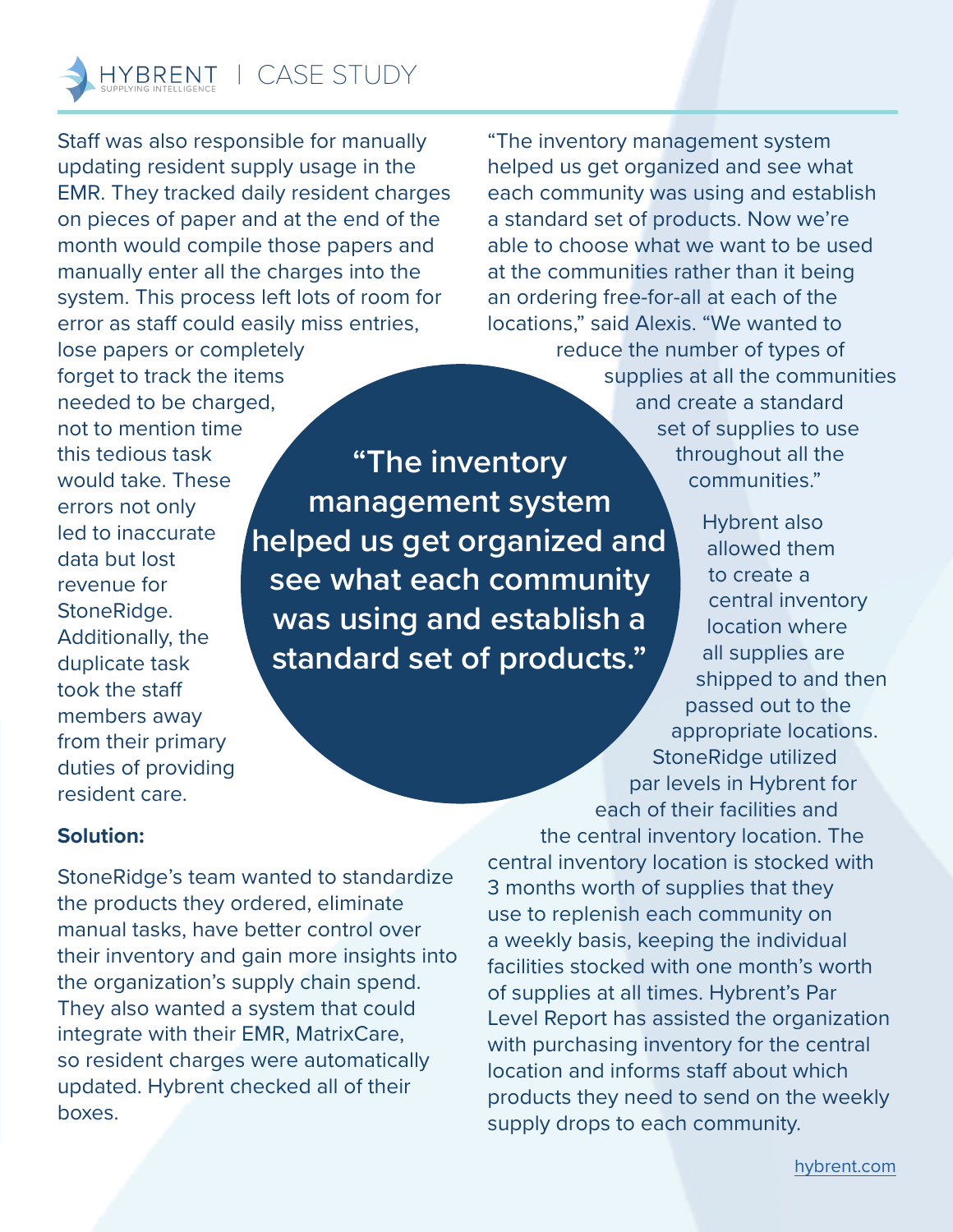Staff was also responsible for manually updating resident supply usage in the EMR. They tracked daily resident charges on pieces of paper and at the end of the month would compile those papers and manually enter all the charges into the system. This process left lots of room for error as staff could easily miss entries, lose papers or completely forget to track the items needed to be charged, not to mention time this tedious task would take. These errors not only led to inaccurate data but lost revenue for StoneRidge. Additionally, the duplicate task took the staff members away from their primary duties of providing resident care.

**Solution:**

StoneRidge's team wanted to standardize the products they ordered, eliminate manual tasks, have better control over their inventory and gain more insights into the organization's supply chain spend. They also wanted a system that could integrate with their EMR, MatrixCare, so resident charges were automatically updated. Hybrent checked all of their boxes.

"The inventory management system helped us get organized and see what each community was using and establish a standard set of products. Now we're able to choose what we want to be used at the communities rather than it being an ordering free-for-all at each of the locations," said Alexis. "We wanted to reduce the number of types of supplies at all the communities and create a standard set of supplies to use throughout all the communities."

**"The inventory management system helped us get organized and see what each community was using and establish a standard set of products."**

Hybrent also allowed them to create a central inventory location where all supplies are shipped to and then passed out to the appropriate locations. StoneRidge utilized par levels in Hybrent for each of their facilities and the central inventory location. The central inventory location is stocked with 3 months worth of supplies that they use to replenish each community on a weekly basis, keeping the individual facilities stocked with one month's worth of supplies at all times. Hybrent's Par Level Report has assisted the organization with purchasing inventory for the central location and informs staff about which products they need to send on the weekly supply drops to each community.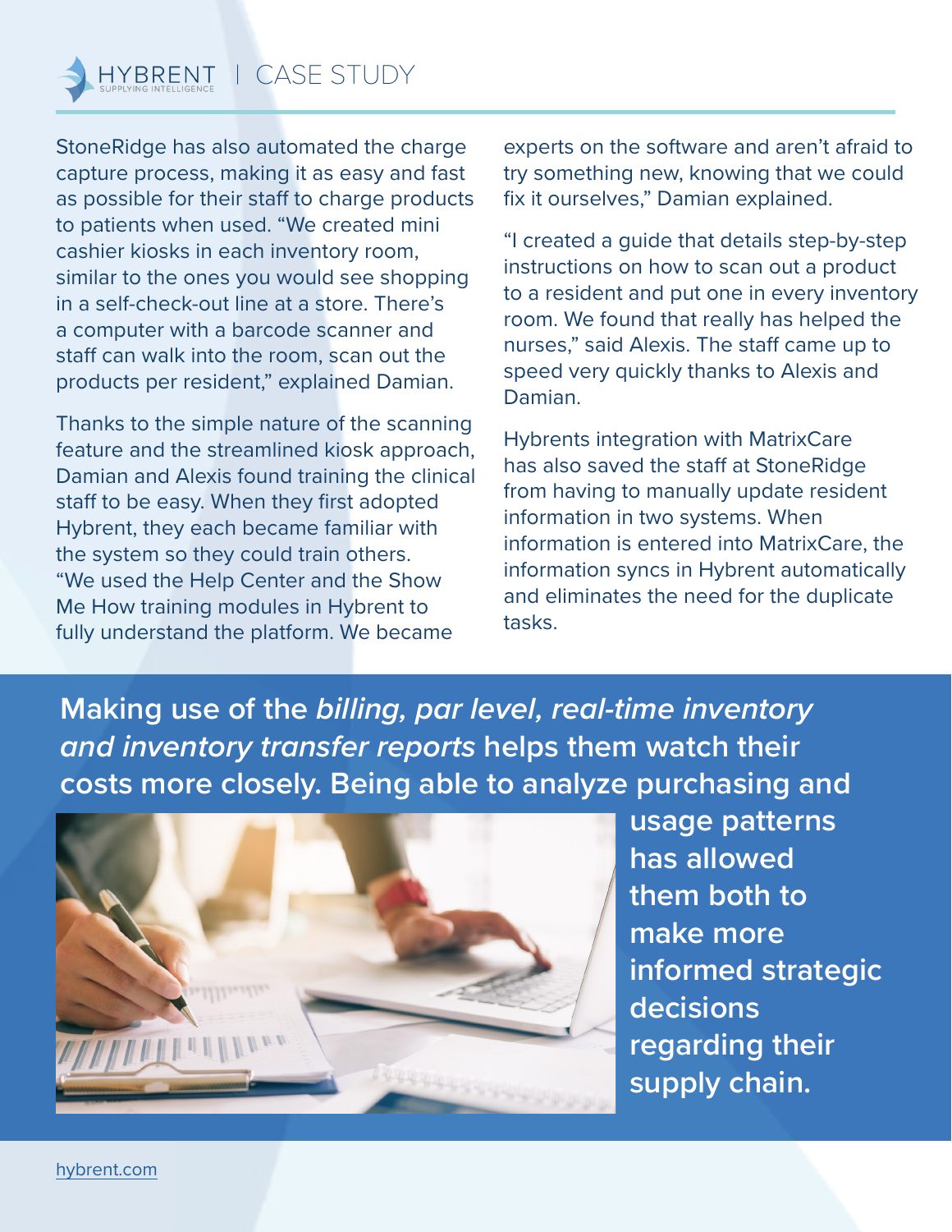StoneRidge has also automated the charge capture process, making it as easy and fast as possible for their staff to charge products to patients when used. "We created mini cashier kiosks in each inventory room, similar to the ones you would see shopping in a self-check-out line at a store. There's a computer with a barcode scanner and staff can walk into the room, scan out the products per resident," explained Damian.

Thanks to the simple nature of the scanning feature and the streamlined kiosk approach, Damian and Alexis found training the clinical staff to be easy. When they first adopted Hybrent, they each became familiar with the system so they could train others. "We used the Help Center and the Show Me How training modules in Hybrent to fully understand the platform. We became experts on the software and aren't afraid to try something new, knowing that we could fix it ourselves," Damian explained.

"I created a guide that details step-by-step instructions on how to scan out a product to a resident and put one in every inventory room. We found that really has helped the nurses," said Alexis. The staff came up to speed very quickly thanks to Alexis and Damian.

Hybrents integration with MatrixCare has also saved the staff at StoneRidge from having to manually update resident information in two systems. When information is entered into MatrixCare, the information syncs in Hybrent automatically and eliminates the need for the duplicate tasks.

**Making use of the *billing, par level, real-time inventory and inventory transfer reports* helps them watch their costs more closely. Being able to analyze purchasing and usage patterns has allowed them both to make more informed strategic decisions regarding their supply chain.**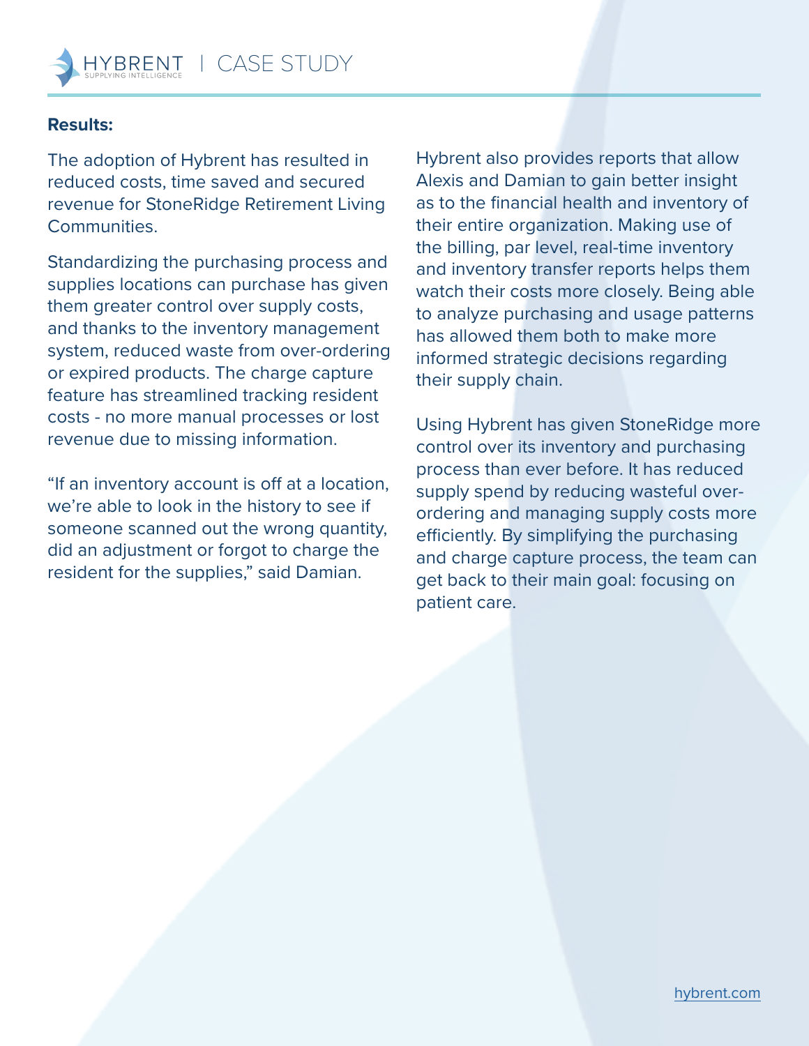**Results:**

The adoption of Hybrent has resulted in reduced costs, time saved and secured revenue for StoneRidge Retirement Living Communities.

Standardizing the purchasing process and supplies locations can purchase has given them greater control over supply costs, and thanks to the inventory management system, reduced waste from over-ordering or expired products. The charge capture feature has streamlined tracking resident costs - no more manual processes or lost revenue due to missing information.

“If an inventory account is off at a location, we’re able to look in the history to see if someone scanned out the wrong quantity, did an adjustment or forgot to charge the resident for the supplies,” said Damian.

Hybrent also provides reports that allow Alexis and Damian to gain better insight as to the financial health and inventory of their entire organization. Making use of the billing, par level, real-time inventory and inventory transfer reports helps them watch their costs more closely. Being able to analyze purchasing and usage patterns has allowed them both to make more informed strategic decisions regarding their supply chain.

Using Hybrent has given StoneRidge more control over its inventory and purchasing process than ever before. It has reduced supply spend by reducing wasteful over-ordering and managing supply costs more efficiently. By simplifying the purchasing and charge capture process, the team can get back to their main goal: focusing on patient care.

hybrent.com